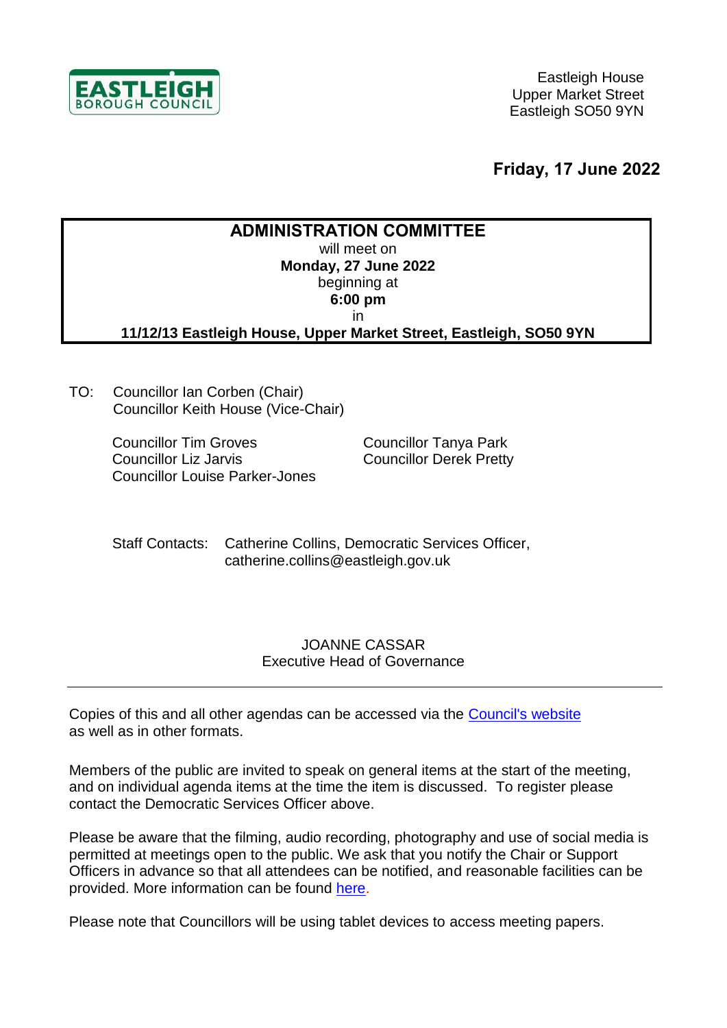EASTLEIGH BOROUGH COUNCIL

Eastleigh House
Upper Market Street
Eastleigh SO50 9YN

**Friday, 17 June 2022**

## ADMINISTRATION COMMITTEE

will meet on
**Monday, 27 June 2022**
beginning at
**6:00 pm**
in
**11/12/13 Eastleigh House, Upper Market Street, Eastleigh, SO50 9YN**

TO: Councillor Ian Corben (Chair)
Councillor Keith House (Vice-Chair)

Councillor Tim Groves
Councillor Liz Jarvis
Councillor Louise Parker-Jones
Councillor Tanya Park
Councillor Derek Pretty

Staff Contacts: Catherine Collins, Democratic Services Officer, catherine.collins@eastleigh.gov.uk

JOANNE CASSAR
Executive Head of Governance

---

Copies of this and all other agendas can be accessed via the Council's website as well as in other formats.

Members of the public are invited to speak on general items at the start of the meeting, and on individual agenda items at the time the item is discussed. To register please contact the Democratic Services Officer above.

Please be aware that the filming, audio recording, photography and use of social media is permitted at meetings open to the public. We ask that you notify the Chair or Support Officers in advance so that all attendees can be notified, and reasonable facilities can be provided. More information can be found here.

Please note that Councillors will be using tablet devices to access meeting papers.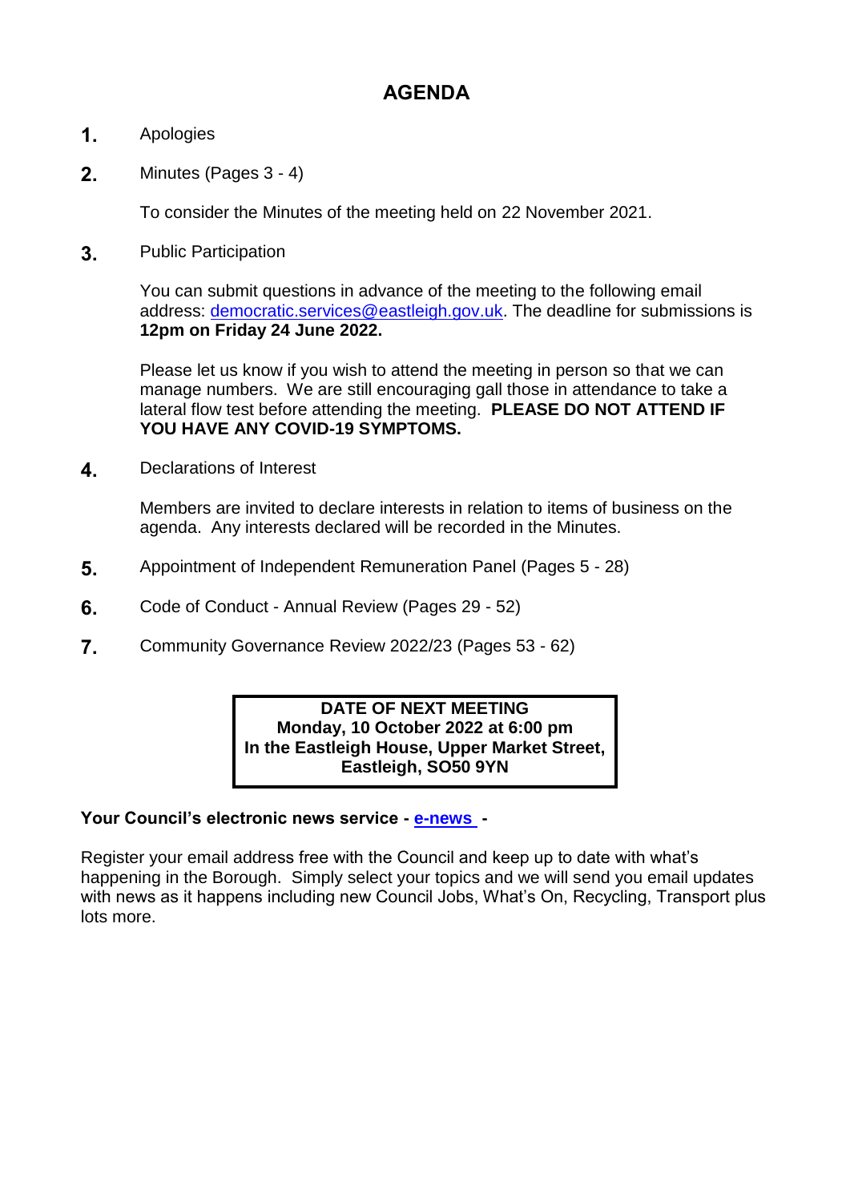# AGENDA

**1.** Apologies

**2.** Minutes (Pages 3 - 4)

To consider the Minutes of the meeting held on 22 November 2021.

**3.** Public Participation

You can submit questions in advance of the meeting to the following email address: democratic.services@eastleigh.gov.uk. The deadline for submissions is **12pm on Friday 24 June 2022.**

Please let us know if you wish to attend the meeting in person so that we can manage numbers. We are still encouraging gall those in attendance to take a lateral flow test before attending the meeting. **PLEASE DO NOT ATTEND IF YOU HAVE ANY COVID-19 SYMPTOMS.**

**4.** Declarations of Interest

Members are invited to declare interests in relation to items of business on the agenda. Any interests declared will be recorded in the Minutes.

**5.** Appointment of Independent Remuneration Panel (Pages 5 - 28)

**6.** Code of Conduct - Annual Review (Pages 29 - 52)

**7.** Community Governance Review 2022/23 (Pages 53 - 62)

**DATE OF NEXT MEETING**
**Monday, 10 October 2022 at 6:00 pm**
**In the Eastleigh House, Upper Market Street, Eastleigh, SO50 9YN**

**Your Council's electronic news service - e-news -**

Register your email address free with the Council and keep up to date with what's happening in the Borough. Simply select your topics and we will send you email updates with news as it happens including new Council Jobs, What's On, Recycling, Transport plus lots more.